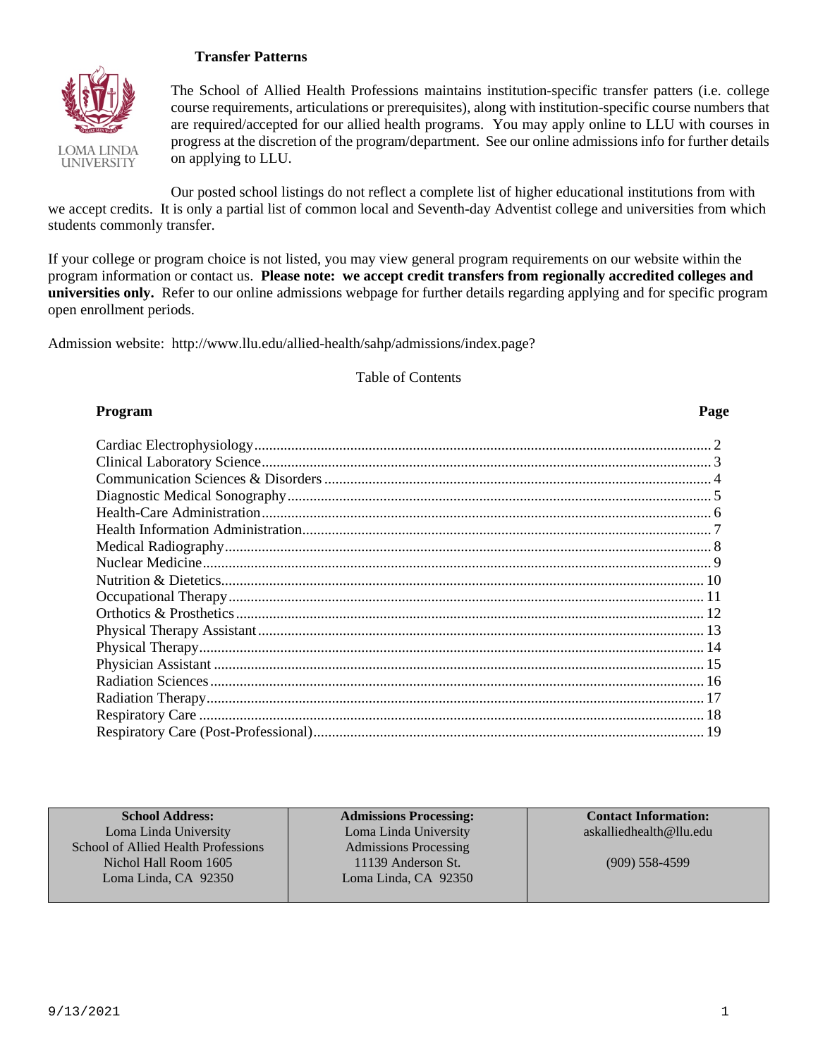# Transfer Patterns

The School of Allied Health Professions maintains institution-specific transfer patters (i.e. college course requirements, articulations or prerequisites), along with institution-specific course numbers that are required/accepted for our allied health programs. You may apply online to LLU with courses in progress at the discretion of the program/department. See our online admissions info for further details on applying to LLU.

Our posted school listings do not reflect a complete list of higher educational institutions from with we accept credits. It is only a partial list of common local and Seventh-day Adventist college and universities from which students commonly transfer.

If your college or program choice is not listed, you may view general program requirements on our website within the program information or contact us. **Please note: we accept credit transfers from regionally accredited colleges and universities only.** Refer to our online admissions webpage for further details regarding applying and for specific program open enrollment periods.

Admission website: http://www.llu.edu/allied-health/sahp/admissions/index.page?

## Table of Contents

| Program | Page |
|---|---|
| Cardiac Electrophysiology | 2 |
| Clinical Laboratory Science | 3 |
| Communication Sciences & Disorders | 4 |
| Diagnostic Medical Sonography | 5 |
| Health-Care Administration | 6 |
| Health Information Administration | 7 |
| Medical Radiography | 8 |
| Nuclear Medicine | 9 |
| Nutrition & Dietetics | 10 |
| Occupational Therapy | 11 |
| Orthotics & Prosthetics | 12 |
| Physical Therapy Assistant | 13 |
| Physical Therapy | 14 |
| Physician Assistant | 15 |
| Radiation Sciences | 16 |
| Radiation Therapy | 17 |
| Respiratory Care | 18 |
| Respiratory Care (Post-Professional) | 19 |

| School Address: | Admissions Processing: | Contact Information: |
|---|---|---|
| Loma Linda University<br>School of Allied Health Professions<br>Nichol Hall Room 1605<br>Loma Linda, CA 92350 | Loma Linda University<br>Admissions Processing<br>11139 Anderson St.<br>Loma Linda, CA 92350 | askalliedhealth@llu.edu<br><br>(909) 558-4599 |

9/13/2021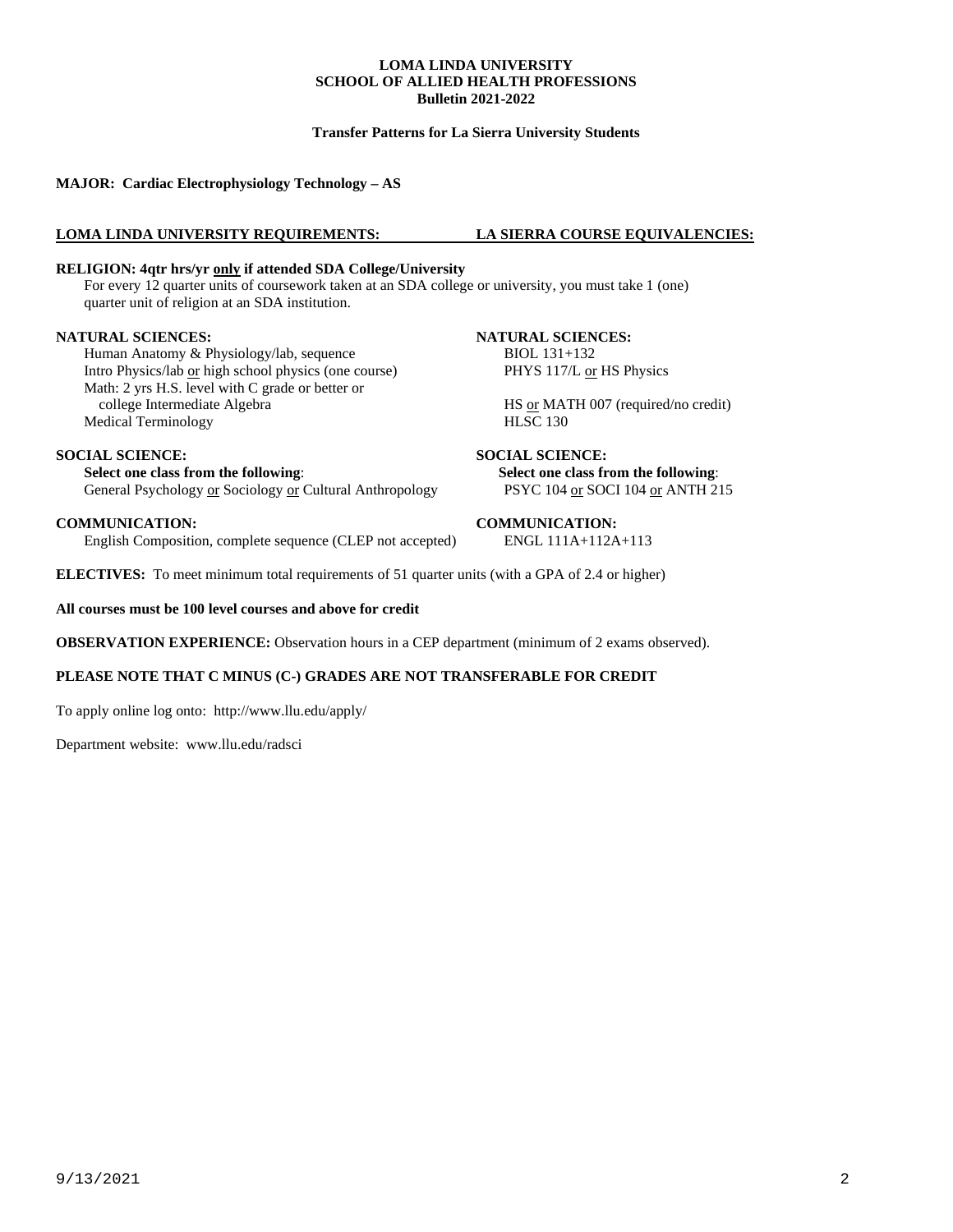**LOMA LINDA UNIVERSITY**
**SCHOOL OF ALLIED HEALTH PROFESSIONS**
**Bulletin 2021-2022**

**Transfer Patterns for La Sierra University Students**

**MAJOR: Cardiac Electrophysiology Technology – AS**

| LOMA LINDA UNIVERSITY REQUIREMENTS: | LA SIERRA COURSE EQUIVALENCIES: |
|---|---|
| **RELIGION: 4qtr hrs/yr only if attended SDA College/University** | |
| For every 12 quarter units of coursework taken at an SDA college or university, you must take 1 (one) quarter unit of religion at an SDA institution. | |
| **NATURAL SCIENCES:** | **NATURAL SCIENCES:** |
| Human Anatomy & Physiology/lab, sequence | BIOL 131+132 |
| Intro Physics/lab or high school physics (one course) | PHYS 117/L or HS Physics |
| Math: 2 yrs H.S. level with C grade or better or college Intermediate Algebra | HS or MATH 007 (required/no credit) |
| Medical Terminology | HLSC 130 |
| **SOCIAL SCIENCE:** | **SOCIAL SCIENCE:** |
| **Select one class from the following**: | **Select one class from the following**: |
| General Psychology or Sociology or Cultural Anthropology | PSYC 104 or SOCI 104 or ANTH 215 |
| **COMMUNICATION:** | **COMMUNICATION:** |
| English Composition, complete sequence (CLEP not accepted) | ENGL 111A+112A+113 |

**ELECTIVES:** To meet minimum total requirements of 51 quarter units (with a GPA of 2.4 or higher)

**All courses must be 100 level courses and above for credit**

**OBSERVATION EXPERIENCE:** Observation hours in a CEP department (minimum of 2 exams observed).

**PLEASE NOTE THAT C MINUS (C-) GRADES ARE NOT TRANSFERABLE FOR CREDIT**

To apply online log onto: http://www.llu.edu/apply/

Department website: www.llu.edu/radsci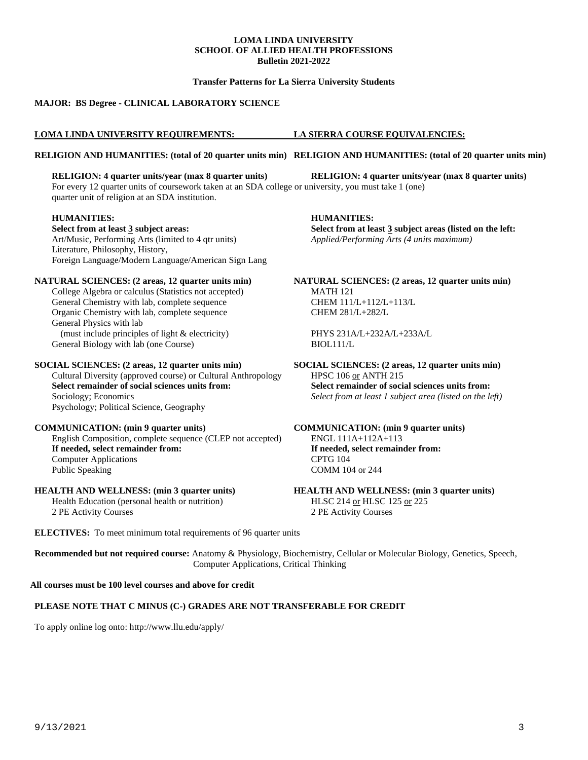# LOMA LINDA UNIVERSITY
## SCHOOL OF ALLIED HEALTH PROFESSIONS
### Bulletin 2021-2022

**Transfer Patterns for La Sierra University Students**

**MAJOR: BS Degree - CLINICAL LABORATORY SCIENCE**

| **LOMA LINDA UNIVERSITY REQUIREMENTS:** | **LA SIERRA COURSE EQUIVALENCIES:** |
|---|---|
| **RELIGION AND HUMANITIES: (total of 20 quarter units min)** | **RELIGION AND HUMANITIES: (total of 20 quarter units min)** |
| **RELIGION: 4 quarter units/year (max 8 quarter units)** | **RELIGION: 4 quarter units/year (max 8 quarter units)** |
| For every 12 quarter units of coursework taken at an SDA college or university, you must take 1 (one) quarter unit of religion at an SDA institution. | |
| **HUMANITIES:** | **HUMANITIES:** |
| **Select from at least 3 subject areas:** | **Select from at least 3 subject areas (listed on the left:** |
| Art/Music, Performing Arts (limited to 4 qtr units) | *Applied/Performing Arts (4 units maximum)* |
| Literature, Philosophy, History, | |
| Foreign Language/Modern Language/American Sign Lang | |
| **NATURAL SCIENCES: (2 areas, 12 quarter units min)** | **NATURAL SCIENCES: (2 areas, 12 quarter units min)** |
| College Algebra or calculus (Statistics not accepted) | MATH 121 |
| General Chemistry with lab, complete sequence | CHEM 111/L+112/L+113/L |
| Organic Chemistry with lab, complete sequence | CHEM 281/L+282/L |
| General Physics with lab (must include principles of light & electricity) | PHYS 231A/L+232A/L+233A/L |
| General Biology with lab (one Course) | BIOL111/L |
| **SOCIAL SCIENCES: (2 areas, 12 quarter units min)** | **SOCIAL SCIENCES: (2 areas, 12 quarter units min)** |
| Cultural Diversity (approved course) or Cultural Anthropology | HPSC 106 or ANTH 215 |
| **Select remainder of social sciences units from:** | **Select remainder of social sciences units from:** |
| Sociology; Economics | *Select from at least 1 subject area (listed on the left)* |
| Psychology; Political Science, Geography | |
| **COMMUNICATION: (min 9 quarter units)** | **COMMUNICATION: (min 9 quarter units)** |
| English Composition, complete sequence (CLEP not accepted) | ENGL 111A+112A+113 |
| **If needed, select remainder from:** | **If needed, select remainder from:** |
| Computer Applications | CPTG 104 |
| Public Speaking | COMM 104 or 244 |
| **HEALTH AND WELLNESS: (min 3 quarter units)** | **HEALTH AND WELLNESS: (min 3 quarter units)** |
| Health Education (personal health or nutrition) | HLSC 214 or HLSC 125 or 225 |
| 2 PE Activity Courses | 2 PE Activity Courses |

**ELECTIVES:** To meet minimum total requirements of 96 quarter units

**Recommended but not required course:** Anatomy & Physiology, Biochemistry, Cellular or Molecular Biology, Genetics, Speech, Computer Applications, Critical Thinking

**All courses must be 100 level courses and above for credit**

**PLEASE NOTE THAT C MINUS (C-) GRADES ARE NOT TRANSFERABLE FOR CREDIT**

To apply online log onto: http://www.llu.edu/apply/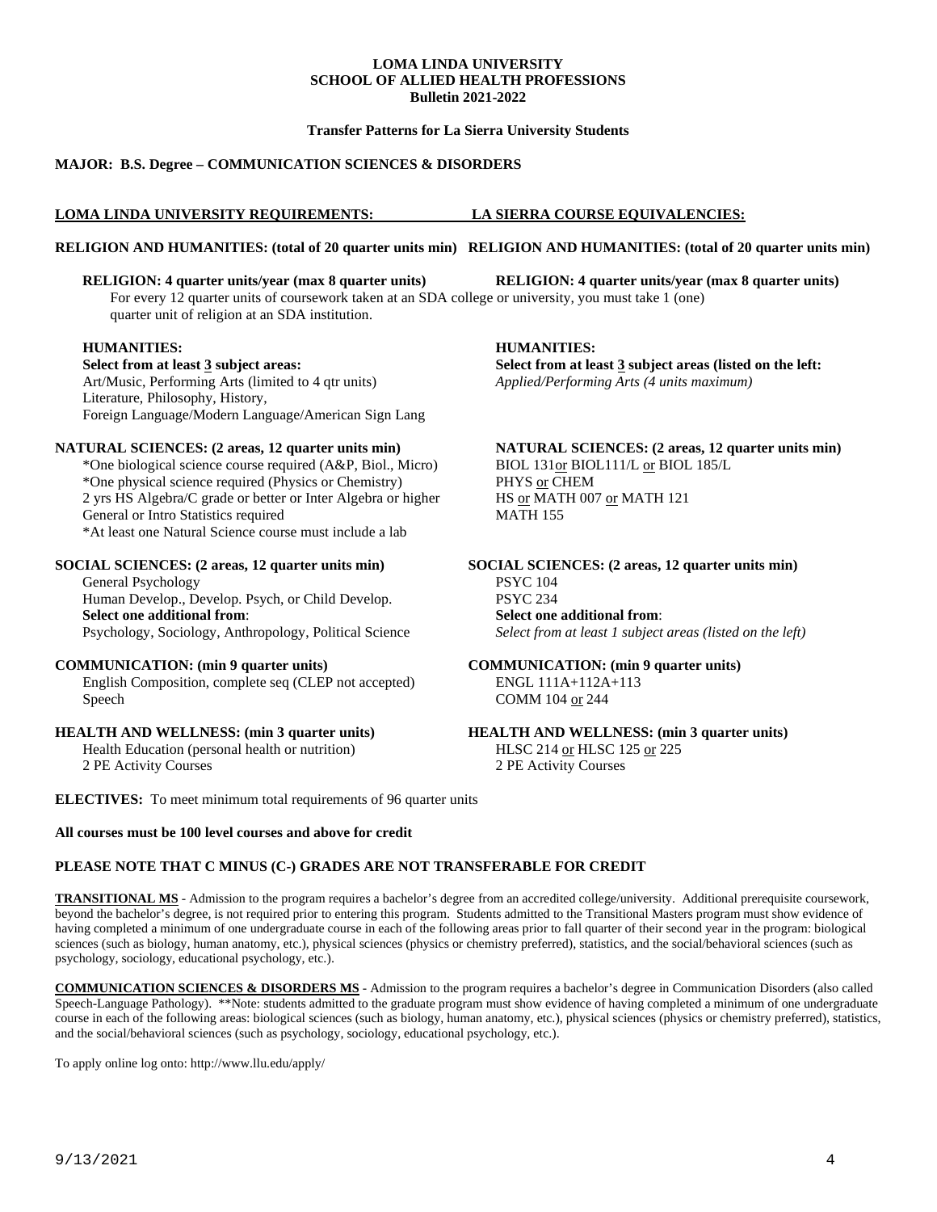**LOMA LINDA UNIVERSITY**
**SCHOOL OF ALLIED HEALTH PROFESSIONS**
**Bulletin 2021-2022**

**Transfer Patterns for La Sierra University Students**

**MAJOR: B.S. Degree – COMMUNICATION SCIENCES & DISORDERS**

| LOMA LINDA UNIVERSITY REQUIREMENTS: | LA SIERRA COURSE EQUIVALENCIES: |
|---|---|
| **RELIGION AND HUMANITIES: (total of 20 quarter units min)** | **RELIGION AND HUMANITIES: (total of 20 quarter units min)** |
| **RELIGION: 4 quarter units/year (max 8 quarter units)** | **RELIGION: 4 quarter units/year (max 8 quarter units)** |
| For every 12 quarter units of coursework taken at an SDA college or university, you must take 1 (one) quarter unit of religion at an SDA institution. | |
| **HUMANITIES:** | **HUMANITIES:** |
| **Select from at least 3 subject areas:** | **Select from at least 3 subject areas (listed on the left:** |
| Art/Music, Performing Arts (limited to 4 qtr units) | *Applied/Performing Arts (4 units maximum)* |
| Literature, Philosophy, History, | |
| Foreign Language/Modern Language/American Sign Lang | |
| **NATURAL SCIENCES: (2 areas, 12 quarter units min)** | **NATURAL SCIENCES: (2 areas, 12 quarter units min)** |
| *One biological science course required (A&P, Biol., Micro) | BIOL 131 or BIOL111/L or BIOL 185/L |
| *One physical science required (Physics or Chemistry) | PHYS or CHEM |
| 2 yrs HS Algebra/C grade or better or Inter Algebra or higher | HS or MATH 007 or MATH 121 |
| General or Intro Statistics required | MATH 155 |
| *At least one Natural Science course must include a lab | |
| **SOCIAL SCIENCES: (2 areas, 12 quarter units min)** | **SOCIAL SCIENCES: (2 areas, 12 quarter units min)** |
| General Psychology | PSYC 104 |
| Human Develop., Develop. Psych, or Child Develop. | PSYC 234 |
| **Select one additional from**: | **Select one additional from**: |
| Psychology, Sociology, Anthropology, Political Science | *Select from at least 1 subject areas (listed on the left)* |
| **COMMUNICATION: (min 9 quarter units)** | **COMMUNICATION: (min 9 quarter units)** |
| English Composition, complete seq (CLEP not accepted) | ENGL 111A+112A+113 |
| Speech | COMM 104 or 244 |
| **HEALTH AND WELLNESS: (min 3 quarter units)** | **HEALTH AND WELLNESS: (min 3 quarter units)** |
| Health Education (personal health or nutrition) | HLSC 214 or HLSC 125 or 225 |
| 2 PE Activity Courses | 2 PE Activity Courses |

**ELECTIVES:** To meet minimum total requirements of 96 quarter units

**All courses must be 100 level courses and above for credit**

**PLEASE NOTE THAT C MINUS (C-) GRADES ARE NOT TRANSFERABLE FOR CREDIT**

**TRANSITIONAL MS** - Admission to the program requires a bachelor's degree from an accredited college/university. Additional prerequisite coursework, beyond the bachelor's degree, is not required prior to entering this program. Students admitted to the Transitional Masters program must show evidence of having completed a minimum of one undergraduate course in each of the following areas prior to fall quarter of their second year in the program: biological sciences (such as biology, human anatomy, etc.), physical sciences (physics or chemistry preferred), statistics, and the social/behavioral sciences (such as psychology, sociology, educational psychology, etc.).

**COMMUNICATION SCIENCES & DISORDERS MS** - Admission to the program requires a bachelor's degree in Communication Disorders (also called Speech-Language Pathology). **Note: students admitted to the graduate program must show evidence of having completed a minimum of one undergraduate course in each of the following areas: biological sciences (such as biology, human anatomy, etc.), physical sciences (physics or chemistry preferred), statistics, and the social/behavioral sciences (such as psychology, sociology, educational psychology, etc.).

To apply online log onto: http://www.llu.edu/apply/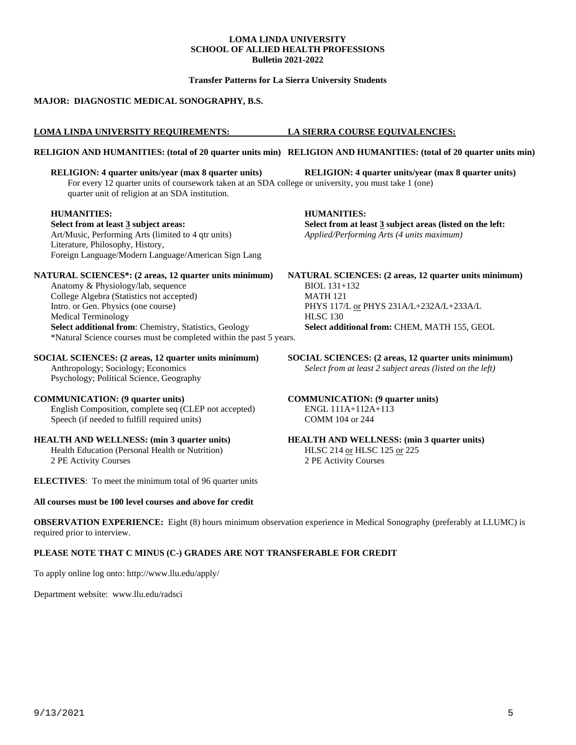**LOMA LINDA UNIVERSITY**
**SCHOOL OF ALLIED HEALTH PROFESSIONS**
**Bulletin 2021-2022**

**Transfer Patterns for La Sierra University Students**

**MAJOR: DIAGNOSTIC MEDICAL SONOGRAPHY, B.S.**

| LOMA LINDA UNIVERSITY REQUIREMENTS: | LA SIERRA COURSE EQUIVALENCIES: |
|---|---|
| **RELIGION AND HUMANITIES: (total of 20 quarter units min)** | **RELIGION AND HUMANITIES: (total of 20 quarter units min)** |
| **RELIGION: 4 quarter units/year (max 8 quarter units)** | **RELIGION: 4 quarter units/year (max 8 quarter units)** |

For every 12 quarter units of coursework taken at an SDA college or university, you must take 1 (one) quarter unit of religion at an SDA institution.

| LOMA LINDA UNIVERSITY REQUIREMENTS | LA SIERRA COURSE EQUIVALENCIES |
|---|---|
| **HUMANITIES:** | **HUMANITIES:** |
| **Select from at least 3 subject areas:** | **Select from at least 3 subject areas (listed on the left:** |
| Art/Music, Performing Arts (limited to 4 qtr units) | *Applied/Performing Arts (4 units maximum)* |
| Literature, Philosophy, History, | |
| Foreign Language/Modern Language/American Sign Lang | |
| **NATURAL SCIENCES\*: (2 areas, 12 quarter units minimum)** | **NATURAL SCIENCES: (2 areas, 12 quarter units minimum)** |
| Anatomy & Physiology/lab, sequence | BIOL 131+132 |
| College Algebra (Statistics not accepted) | MATH 121 |
| Intro. or Gen. Physics (one course) | PHYS 117/L or PHYS 231A/L+232A/L+233A/L |
| Medical Terminology | HLSC 130 |
| **Select additional from**: Chemistry, Statistics, Geology | **Select additional from:** CHEM, MATH 155, GEOL |

*Natural Science courses must be completed within the past 5 years.

| LOMA LINDA UNIVERSITY REQUIREMENTS | LA SIERRA COURSE EQUIVALENCIES |
|---|---|
| **SOCIAL SCIENCES: (2 areas, 12 quarter units minimum)** | **SOCIAL SCIENCES: (2 areas, 12 quarter units minimum)** |
| Anthropology; Sociology; Economics | *Select from at least 2 subject areas (listed on the left)* |
| Psychology; Political Science, Geography | |
| **COMMUNICATION: (9 quarter units)** | **COMMUNICATION: (9 quarter units)** |
| English Composition, complete seq (CLEP not accepted) | ENGL 111A+112A+113 |
| Speech (if needed to fulfill required units) | COMM 104 or 244 |
| **HEALTH AND WELLNESS: (min 3 quarter units)** | **HEALTH AND WELLNESS: (min 3 quarter units)** |
| Health Education (Personal Health or Nutrition) | HLSC 214 or HLSC 125 or 225 |
| 2 PE Activity Courses | 2 PE Activity Courses |

**ELECTIVES**: To meet the minimum total of 96 quarter units

**All courses must be 100 level courses and above for credit**

**OBSERVATION EXPERIENCE:** Eight (8) hours minimum observation experience in Medical Sonography (preferably at LLUMC) is required prior to interview.

**PLEASE NOTE THAT C MINUS (C-) GRADES ARE NOT TRANSFERABLE FOR CREDIT**

To apply online log onto: http://www.llu.edu/apply/

Department website: www.llu.edu/radsci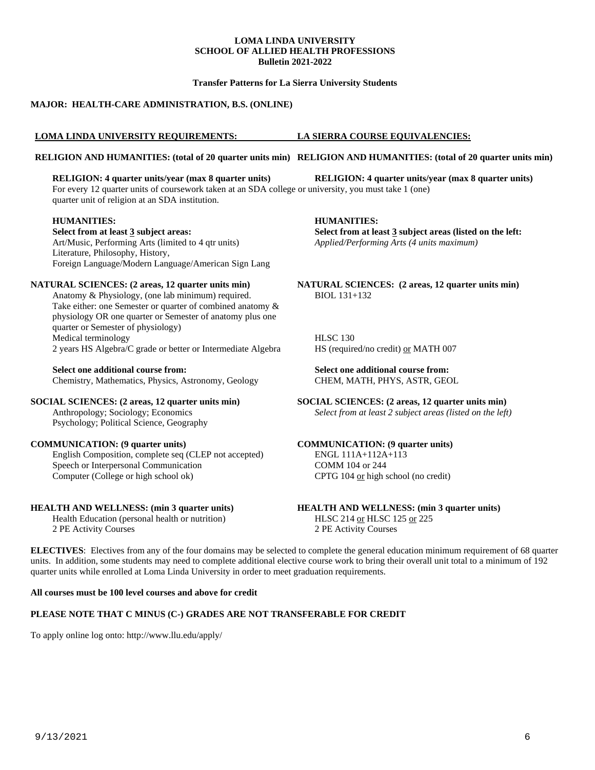**LOMA LINDA UNIVERSITY**
**SCHOOL OF ALLIED HEALTH PROFESSIONS**
**Bulletin 2021-2022**

**Transfer Patterns for La Sierra University Students**

**MAJOR: HEALTH-CARE ADMINISTRATION, B.S. (ONLINE)**

| LOMA LINDA UNIVERSITY REQUIREMENTS: | LA SIERRA COURSE EQUIVALENCIES: |
|---|---|
| **RELIGION AND HUMANITIES: (total of 20 quarter units min)** | **RELIGION AND HUMANITIES: (total of 20 quarter units min)** |
| **RELIGION: 4 quarter units/year (max 8 quarter units)** | **RELIGION: 4 quarter units/year (max 8 quarter units)** |
| For every 12 quarter units of coursework taken at an SDA college or university, you must take 1 (one) quarter unit of religion at an SDA institution. | |
| **HUMANITIES:** | **HUMANITIES:** |
| **Select from at least 3 subject areas:** | **Select from at least 3 subject areas (listed on the left:** |
| Art/Music, Performing Arts (limited to 4 qtr units) | *Applied/Performing Arts (4 units maximum)* |
| Literature, Philosophy, History, | |
| Foreign Language/Modern Language/American Sign Lang | |
| **NATURAL SCIENCES: (2 areas, 12 quarter units min)** | **NATURAL SCIENCES: (2 areas, 12 quarter units min)** |
| Anatomy & Physiology, (one lab minimum) required. Take either: one Semester or quarter of combined anatomy & physiology OR one quarter or Semester of anatomy plus one quarter or Semester of physiology) | BIOL 131+132 |
| Medical terminology | HLSC 130 |
| 2 years HS Algebra/C grade or better or Intermediate Algebra | HS (required/no credit) or MATH 007 |
| **Select one additional course from:** | **Select one additional course from:** |
| Chemistry, Mathematics, Physics, Astronomy, Geology | CHEM, MATH, PHYS, ASTR, GEOL |
| **SOCIAL SCIENCES: (2 areas, 12 quarter units min)** | **SOCIAL SCIENCES: (2 areas, 12 quarter units min)** |
| Anthropology; Sociology; Economics Psychology; Political Science, Geography | *Select from at least 2 subject areas (listed on the left)* |
| **COMMUNICATION: (9 quarter units)** | **COMMUNICATION: (9 quarter units)** |
| English Composition, complete seq (CLEP not accepted) | ENGL 111A+112A+113 |
| Speech or Interpersonal Communication | COMM 104 or 244 |
| Computer (College or high school ok) | CPTG 104 or high school (no credit) |
| **HEALTH AND WELLNESS: (min 3 quarter units)** | **HEALTH AND WELLNESS: (min 3 quarter units)** |
| Health Education (personal health or nutrition) | HLSC 214 or HLSC 125 or 225 |
| 2 PE Activity Courses | 2 PE Activity Courses |

**ELECTIVES**: Electives from any of the four domains may be selected to complete the general education minimum requirement of 68 quarter units. In addition, some students may need to complete additional elective course work to bring their overall unit total to a minimum of 192 quarter units while enrolled at Loma Linda University in order to meet graduation requirements.

**All courses must be 100 level courses and above for credit**

**PLEASE NOTE THAT C MINUS (C-) GRADES ARE NOT TRANSFERABLE FOR CREDIT**

To apply online log onto: http://www.llu.edu/apply/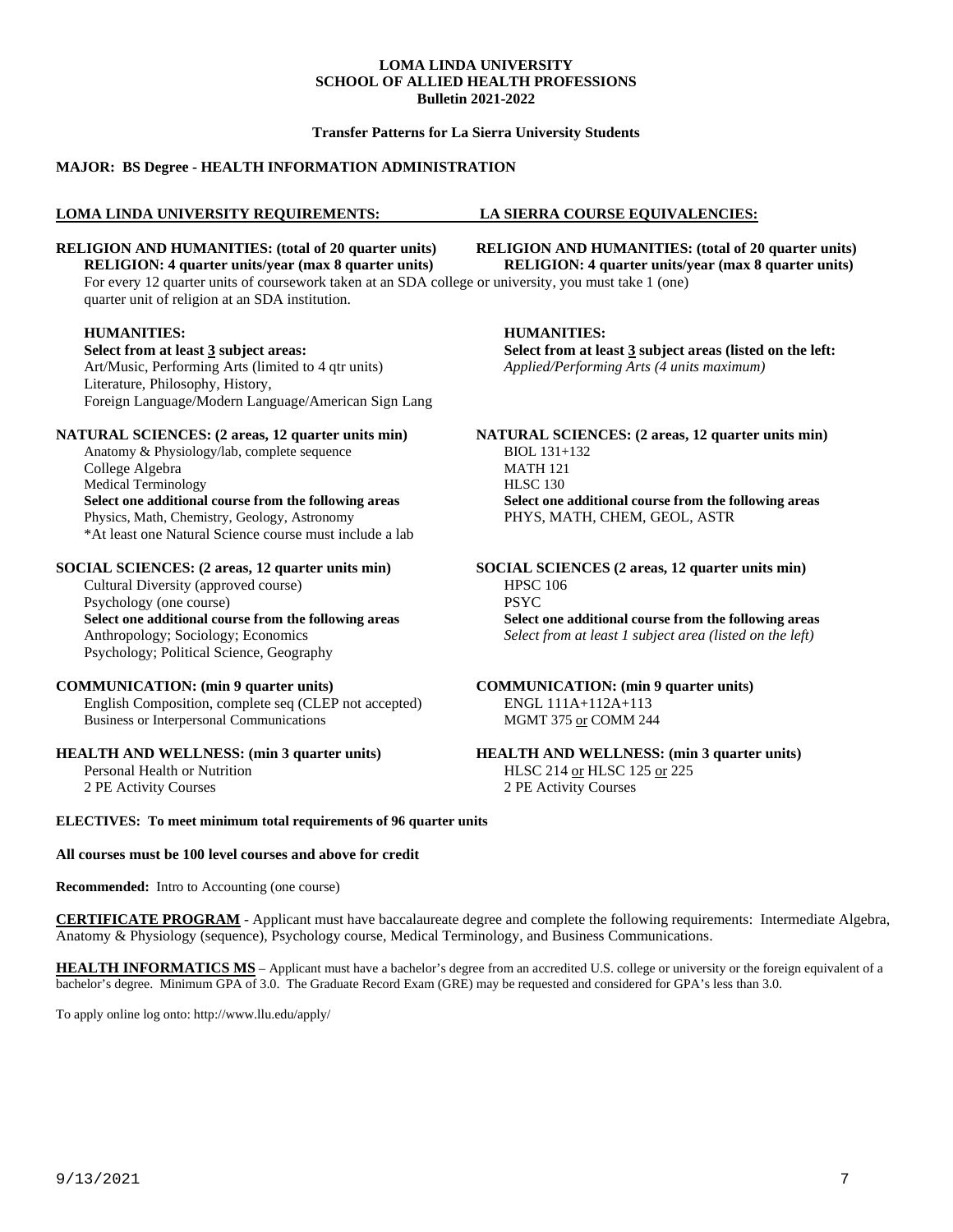**LOMA LINDA UNIVERSITY**
**SCHOOL OF ALLIED HEALTH PROFESSIONS**
**Bulletin 2021-2022**

**Transfer Patterns for La Sierra University Students**

**MAJOR: BS Degree - HEALTH INFORMATION ADMINISTRATION**

| LOMA LINDA UNIVERSITY REQUIREMENTS: | LA SIERRA COURSE EQUIVALENCIES: |
|---|---|
| **RELIGION AND HUMANITIES: (total of 20 quarter units)** | **RELIGION AND HUMANITIES: (total of 20 quarter units)** |
| **RELIGION: 4 quarter units/year (max 8 quarter units)** | **RELIGION: 4 quarter units/year (max 8 quarter units)** |

For every 12 quarter units of coursework taken at an SDA college or university, you must take 1 (one) quarter unit of religion at an SDA institution.

| | |
|---|---|
| **HUMANITIES:** | **HUMANITIES:** |
| **Select from at least 3 subject areas:** | **Select from at least 3 subject areas (listed on the left:** |
| Art/Music, Performing Arts (limited to 4 qtr units) | *Applied/Performing Arts (4 units maximum)* |
| Literature, Philosophy, History, | |
| Foreign Language/Modern Language/American Sign Lang | |
| **NATURAL SCIENCES: (2 areas, 12 quarter units min)** | **NATURAL SCIENCES: (2 areas, 12 quarter units min)** |
| Anatomy & Physiology/lab, complete sequence | BIOL 131+132 |
| College Algebra | MATH 121 |
| Medical Terminology | HLSC 130 |
| **Select one additional course from the following areas** | **Select one additional course from the following areas** |
| Physics, Math, Chemistry, Geology, Astronomy | PHYS, MATH, CHEM, GEOL, ASTR |
| *At least one Natural Science course must include a lab | |
| **SOCIAL SCIENCES: (2 areas, 12 quarter units min)** | **SOCIAL SCIENCES (2 areas, 12 quarter units min)** |
| Cultural Diversity (approved course) | HPSC 106 |
| Psychology (one course) | PSYC |
| **Select one additional course from the following areas** | **Select one additional course from the following areas** |
| Anthropology; Sociology; Economics | *Select from at least 1 subject area (listed on the left)* |
| Psychology; Political Science, Geography | |
| **COMMUNICATION: (min 9 quarter units)** | **COMMUNICATION: (min 9 quarter units)** |
| English Composition, complete seq (CLEP not accepted) | ENGL 111A+112A+113 |
| Business or Interpersonal Communications | MGMT 375 or COMM 244 |
| **HEALTH AND WELLNESS: (min 3 quarter units)** | **HEALTH AND WELLNESS: (min 3 quarter units)** |
| Personal Health or Nutrition | HLSC 214 or HLSC 125 or 225 |
| 2 PE Activity Courses | 2 PE Activity Courses |

**ELECTIVES: To meet minimum total requirements of 96 quarter units**

**All courses must be 100 level courses and above for credit**

**Recommended:** Intro to Accounting (one course)

**CERTIFICATE PROGRAM** - Applicant must have baccalaureate degree and complete the following requirements: Intermediate Algebra, Anatomy & Physiology (sequence), Psychology course, Medical Terminology, and Business Communications.

**HEALTH INFORMATICS MS** – Applicant must have a bachelor's degree from an accredited U.S. college or university or the foreign equivalent of a bachelor's degree. Minimum GPA of 3.0. The Graduate Record Exam (GRE) may be requested and considered for GPA's less than 3.0.

To apply online log onto: http://www.llu.edu/apply/

9/13/2021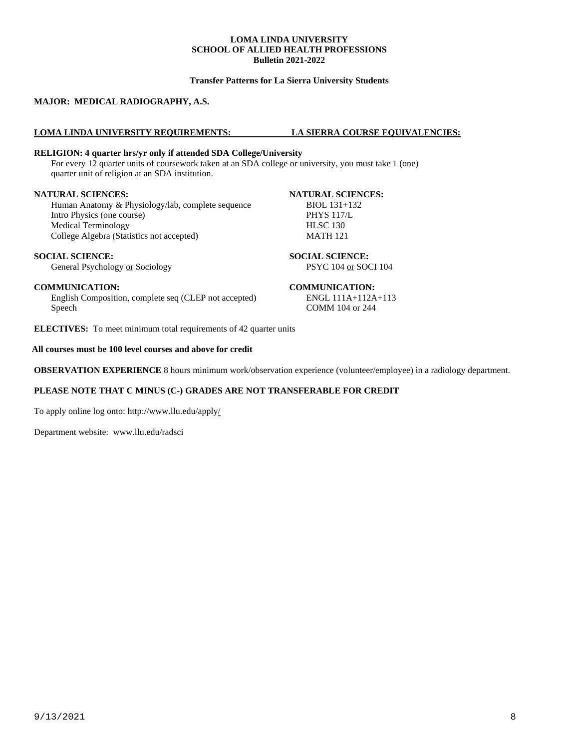**LOMA LINDA UNIVERSITY**
**SCHOOL OF ALLIED HEALTH PROFESSIONS**
**Bulletin 2021-2022**

**Transfer Patterns for La Sierra University Students**

## MAJOR: MEDICAL RADIOGRAPHY, A.S.

| LOMA LINDA UNIVERSITY REQUIREMENTS: | LA SIERRA COURSE EQUIVALENCIES: |
|---|---|
| **RELIGION: 4 quarter hrs/yr only if attended SDA College/University** | |
| For every 12 quarter units of coursework taken at an SDA college or university, you must take 1 (one) quarter unit of religion at an SDA institution. | |
| **NATURAL SCIENCES:** | **NATURAL SCIENCES:** |
| Human Anatomy & Physiology/lab, complete sequence | BIOL 131+132 |
| Intro Physics (one course) | PHYS 117/L |
| Medical Terminology | HLSC 130 |
| College Algebra (Statistics not accepted) | MATH 121 |
| **SOCIAL SCIENCE:** | **SOCIAL SCIENCE:** |
| General Psychology or Sociology | PSYC 104 or SOCI 104 |
| **COMMUNICATION:** | **COMMUNICATION:** |
| English Composition, complete seq (CLEP not accepted) | ENGL 111A+112A+113 |
| Speech | COMM 104 or 244 |

**ELECTIVES:** To meet minimum total requirements of 42 quarter units

**All courses must be 100 level courses and above for credit**

**OBSERVATION EXPERIENCE** 8 hours minimum work/observation experience (volunteer/employee) in a radiology department.

**PLEASE NOTE THAT C MINUS (C-) GRADES ARE NOT TRANSFERABLE FOR CREDIT**

To apply online log onto: http://www.llu.edu/apply/

Department website: www.llu.edu/radsci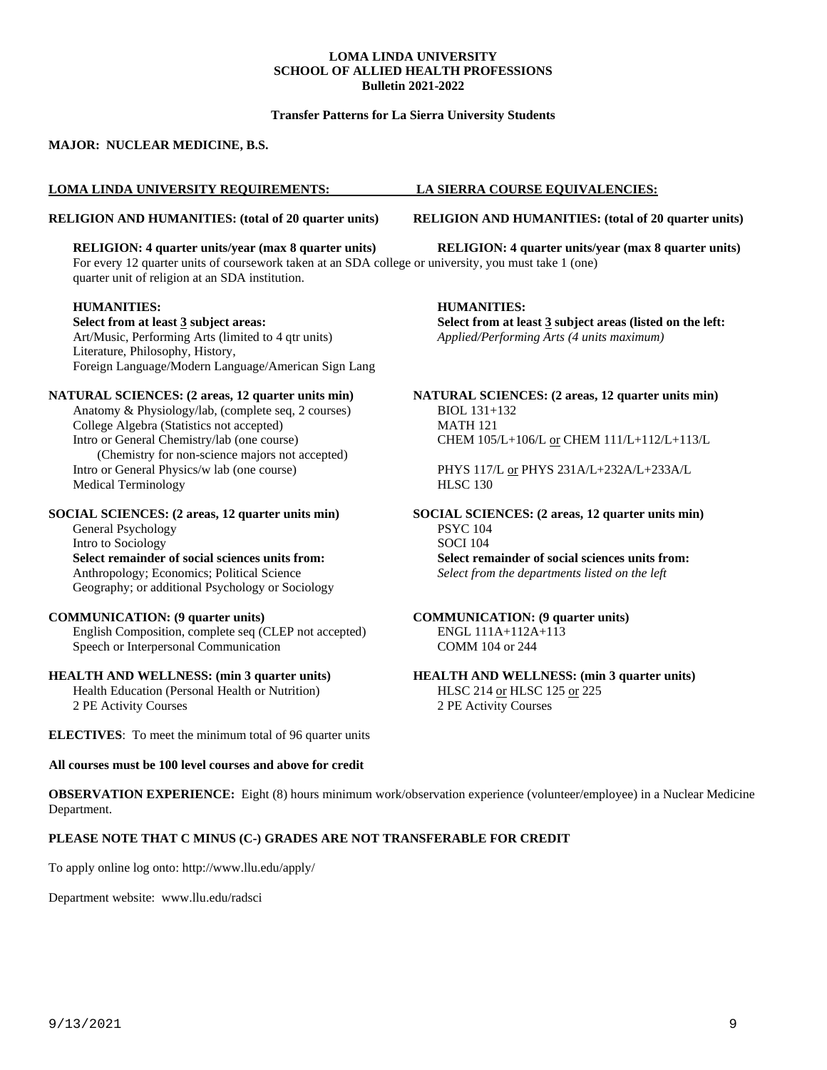**LOMA LINDA UNIVERSITY**
**SCHOOL OF ALLIED HEALTH PROFESSIONS**
**Bulletin 2021-2022**

**Transfer Patterns for La Sierra University Students**

**MAJOR: NUCLEAR MEDICINE, B.S.**

| LOMA LINDA UNIVERSITY REQUIREMENTS: | LA SIERRA COURSE EQUIVALENCIES: |
|---|---|
| **RELIGION AND HUMANITIES: (total of 20 quarter units)** | **RELIGION AND HUMANITIES: (total of 20 quarter units)** |
| **RELIGION: 4 quarter units/year (max 8 quarter units)** | **RELIGION: 4 quarter units/year (max 8 quarter units)** |

For every 12 quarter units of coursework taken at an SDA college or university, you must take 1 (one) quarter unit of religion at an SDA institution.

| | |
|---|---|
| **HUMANITIES:** | **HUMANITIES:** |
| **Select from at least 3 subject areas:** | **Select from at least 3 subject areas (listed on the left:** |
| Art/Music, Performing Arts (limited to 4 qtr units) | *Applied/Performing Arts (4 units maximum)* |
| Literature, Philosophy, History, | |
| Foreign Language/Modern Language/American Sign Lang | |
| **NATURAL SCIENCES: (2 areas, 12 quarter units min)** | **NATURAL SCIENCES: (2 areas, 12 quarter units min)** |
| Anatomy & Physiology/lab, (complete seq, 2 courses) | BIOL 131+132 |
| College Algebra (Statistics not accepted) | MATH 121 |
| Intro or General Chemistry/lab (one course) (Chemistry for non-science majors not accepted) | CHEM 105/L+106/L or CHEM 111/L+112/L+113/L |
| Intro or General Physics/w lab (one course) | PHYS 117/L or PHYS 231A/L+232A/L+233A/L |
| Medical Terminology | HLSC 130 |
| **SOCIAL SCIENCES: (2 areas, 12 quarter units min)** | **SOCIAL SCIENCES: (2 areas, 12 quarter units min)** |
| General Psychology | PSYC 104 |
| Intro to Sociology | SOCI 104 |
| **Select remainder of social sciences units from:** | **Select remainder of social sciences units from:** |
| Anthropology; Economics; Political Science Geography; or additional Psychology or Sociology | *Select from the departments listed on the left* |
| **COMMUNICATION: (9 quarter units)** | **COMMUNICATION: (9 quarter units)** |
| English Composition, complete seq (CLEP not accepted) | ENGL 111A+112A+113 |
| Speech or Interpersonal Communication | COMM 104 or 244 |
| **HEALTH AND WELLNESS: (min 3 quarter units)** | **HEALTH AND WELLNESS: (min 3 quarter units)** |
| Health Education (Personal Health or Nutrition) | HLSC 214 or HLSC 125 or 225 |
| 2 PE Activity Courses | 2 PE Activity Courses |

**ELECTIVES**: To meet the minimum total of 96 quarter units

**All courses must be 100 level courses and above for credit**

**OBSERVATION EXPERIENCE:** Eight (8) hours minimum work/observation experience (volunteer/employee) in a Nuclear Medicine Department.

**PLEASE NOTE THAT C MINUS (C-) GRADES ARE NOT TRANSFERABLE FOR CREDIT**

To apply online log onto: http://www.llu.edu/apply/

Department website: www.llu.edu/radsci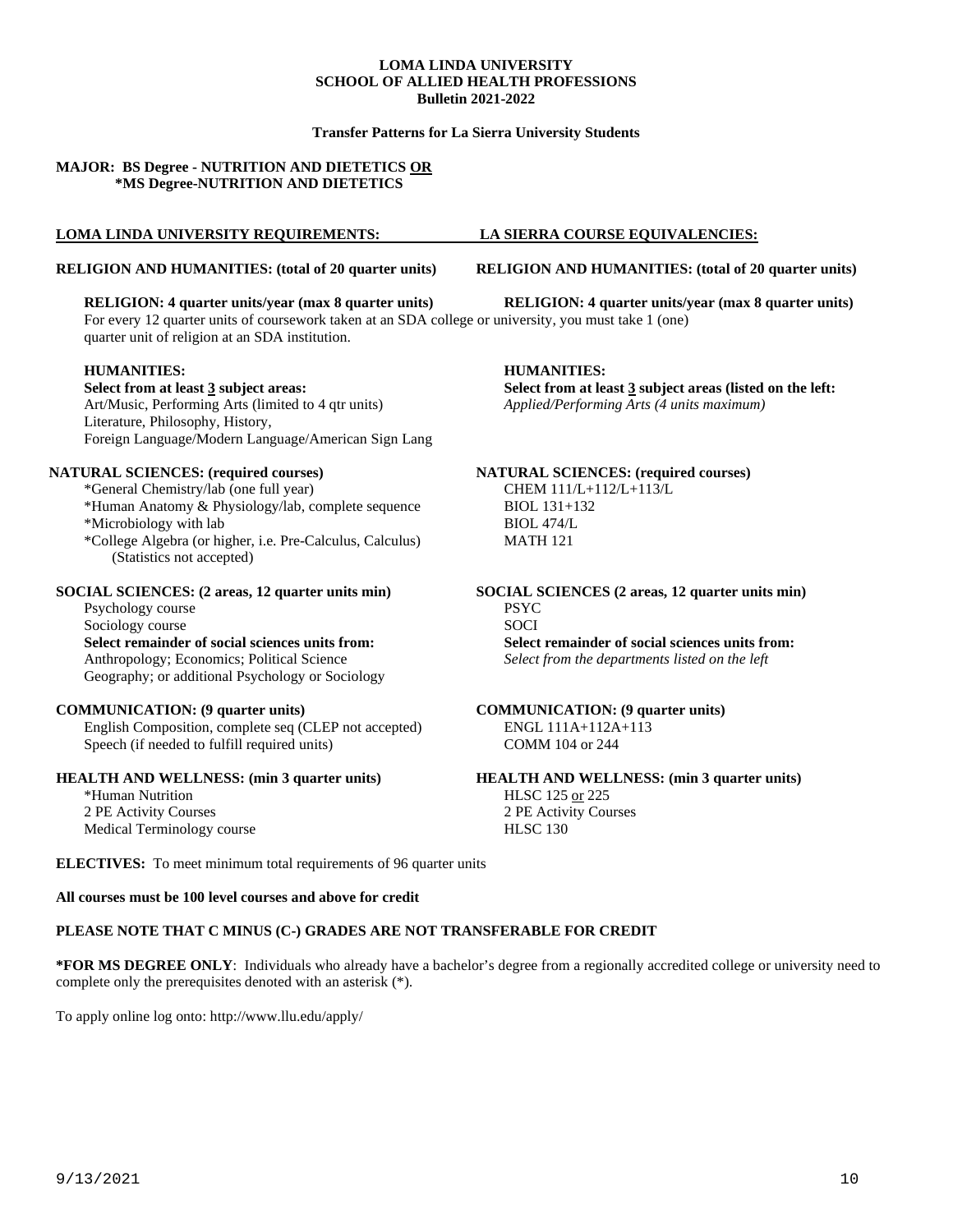**LOMA LINDA UNIVERSITY**
**SCHOOL OF ALLIED HEALTH PROFESSIONS**
**Bulletin 2021-2022**

**Transfer Patterns for La Sierra University Students**

**MAJOR: BS Degree - NUTRITION AND DIETETICS OR**
**\*MS Degree-NUTRITION AND DIETETICS**

| LOMA LINDA UNIVERSITY REQUIREMENTS: | LA SIERRA COURSE EQUIVALENCIES: |
|---|---|
| **RELIGION AND HUMANITIES: (total of 20 quarter units)** | **RELIGION AND HUMANITIES: (total of 20 quarter units)** |
| **RELIGION: 4 quarter units/year (max 8 quarter units)** | **RELIGION: 4 quarter units/year (max 8 quarter units)** |

For every 12 quarter units of coursework taken at an SDA college or university, you must take 1 (one) quarter unit of religion at an SDA institution.

| | |
|---|---|
| **HUMANITIES:** | **HUMANITIES:** |
| **Select from at least 3 subject areas:** | **Select from at least 3 subject areas (listed on the left:** |
| Art/Music, Performing Arts (limited to 4 qtr units) | *Applied/Performing Arts (4 units maximum)* |
| Literature, Philosophy, History, | |
| Foreign Language/Modern Language/American Sign Lang | |
| **NATURAL SCIENCES: (required courses)** | **NATURAL SCIENCES: (required courses)** |
| *General Chemistry/lab (one full year) | CHEM 111/L+112/L+113/L |
| *Human Anatomy & Physiology/lab, complete sequence | BIOL 131+132 |
| *Microbiology with lab | BIOL 474/L |
| *College Algebra (or higher, i.e. Pre-Calculus, Calculus) (Statistics not accepted) | MATH 121 |
| **SOCIAL SCIENCES: (2 areas, 12 quarter units min)** | **SOCIAL SCIENCES (2 areas, 12 quarter units min)** |
| Psychology course | PSYC |
| Sociology course | SOCI |
| **Select remainder of social sciences units from:** | **Select remainder of social sciences units from:** |
| Anthropology; Economics; Political Science | *Select from the departments listed on the left* |
| Geography; or additional Psychology or Sociology | |
| **COMMUNICATION: (9 quarter units)** | **COMMUNICATION: (9 quarter units)** |
| English Composition, complete seq (CLEP not accepted) | ENGL 111A+112A+113 |
| Speech (if needed to fulfill required units) | COMM 104 or 244 |
| **HEALTH AND WELLNESS: (min 3 quarter units)** | **HEALTH AND WELLNESS: (min 3 quarter units)** |
| *Human Nutrition | HLSC 125 or 225 |
| 2 PE Activity Courses | 2 PE Activity Courses |
| Medical Terminology course | HLSC 130 |

**ELECTIVES:** To meet minimum total requirements of 96 quarter units

**All courses must be 100 level courses and above for credit**

**PLEASE NOTE THAT C MINUS (C-) GRADES ARE NOT TRANSFERABLE FOR CREDIT**

**\*FOR MS DEGREE ONLY**: Individuals who already have a bachelor's degree from a regionally accredited college or university need to complete only the prerequisites denoted with an asterisk (*).

To apply online log onto: http://www.llu.edu/apply/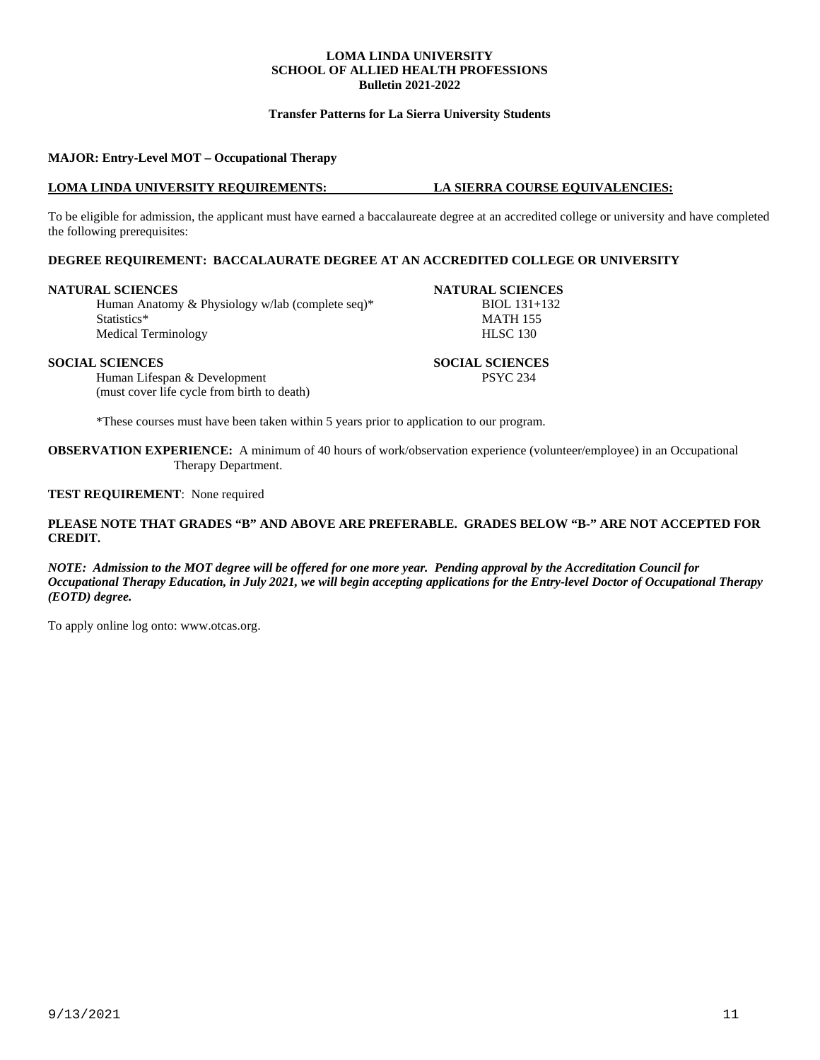**LOMA LINDA UNIVERSITY**
**SCHOOL OF ALLIED HEALTH PROFESSIONS**
**Bulletin 2021-2022**

**Transfer Patterns for La Sierra University Students**

**MAJOR: Entry-Level MOT – Occupational Therapy**

| LOMA LINDA UNIVERSITY REQUIREMENTS: | LA SIERRA COURSE EQUIVALENCIES: |
|---|---|

To be eligible for admission, the applicant must have earned a baccalaureate degree at an accredited college or university and have completed the following prerequisites:

**DEGREE REQUIREMENT: BACCALAURATE DEGREE AT AN ACCREDITED COLLEGE OR UNIVERSITY**

| | |
|---|---|
| **NATURAL SCIENCES** | **NATURAL SCIENCES** |
| Human Anatomy & Physiology w/lab (complete seq)* | BIOL 131+132 |
| Statistics* | MATH 155 |
| Medical Terminology | HLSC 130 |
| **SOCIAL SCIENCES** | **SOCIAL SCIENCES** |
| Human Lifespan & Development (must cover life cycle from birth to death) | PSYC 234 |

*These courses must have been taken within 5 years prior to application to our program.

**OBSERVATION EXPERIENCE:** A minimum of 40 hours of work/observation experience (volunteer/employee) in an Occupational Therapy Department.

**TEST REQUIREMENT**: None required

**PLEASE NOTE THAT GRADES "B" AND ABOVE ARE PREFERABLE. GRADES BELOW "B-" ARE NOT ACCEPTED FOR CREDIT.**

***NOTE: Admission to the MOT degree will be offered for one more year. Pending approval by the Accreditation Council for Occupational Therapy Education, in July 2021, we will begin accepting applications for the Entry-level Doctor of Occupational Therapy (EOTD) degree.***

To apply online log onto: www.otcas.org.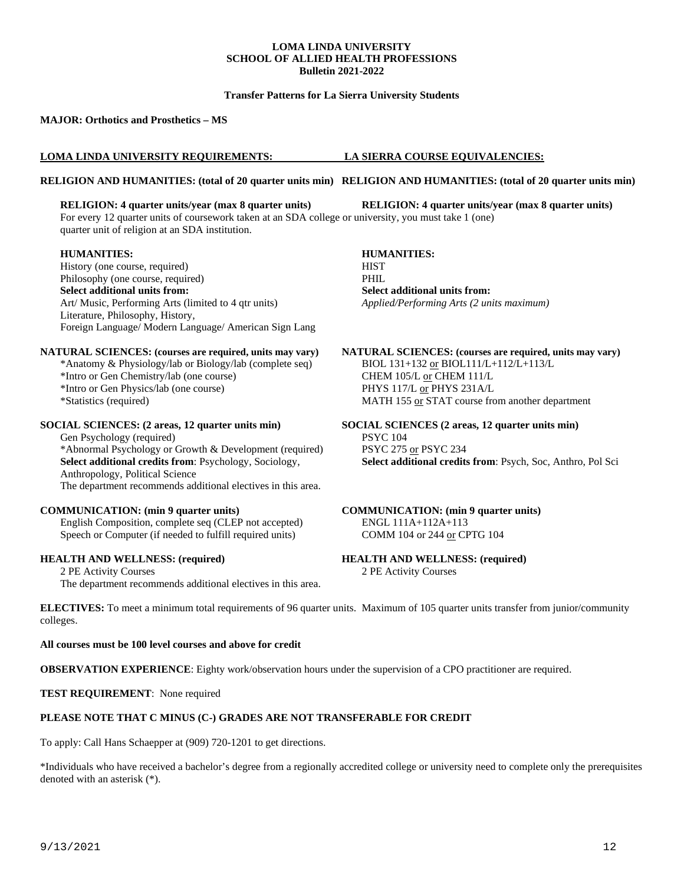**LOMA LINDA UNIVERSITY**
**SCHOOL OF ALLIED HEALTH PROFESSIONS**
**Bulletin 2021-2022**

**Transfer Patterns for La Sierra University Students**

**MAJOR: Orthotics and Prosthetics – MS**

| LOMA LINDA UNIVERSITY REQUIREMENTS: | LA SIERRA COURSE EQUIVALENCIES: |
|---|---|
| **RELIGION AND HUMANITIES: (total of 20 quarter units min)** | **RELIGION AND HUMANITIES: (total of 20 quarter units min)** |
| **RELIGION: 4 quarter units/year (max 8 quarter units)** | **RELIGION: 4 quarter units/year (max 8 quarter units)** |

For every 12 quarter units of coursework taken at an SDA college or university, you must take 1 (one) quarter unit of religion at an SDA institution.

| | |
|---|---|
| **HUMANITIES:** | **HUMANITIES:** |
| History (one course, required) | HIST |
| Philosophy (one course, required) | PHIL |
| **Select additional units from:** | **Select additional units from:** |
| Art/ Music, Performing Arts (limited to 4 qtr units) | *Applied/Performing Arts (2 units maximum)* |
| Literature, Philosophy, History, | |
| Foreign Language/ Modern Language/ American Sign Lang | |
| **NATURAL SCIENCES: (courses are required, units may vary)** | **NATURAL SCIENCES: (courses are required, units may vary)** |
| *Anatomy & Physiology/lab or Biology/lab (complete seq) | BIOL 131+132 or BIOL111/L+112/L+113/L |
| *Intro or Gen Chemistry/lab (one course) | CHEM 105/L or CHEM 111/L |
| *Intro or Gen Physics/lab (one course) | PHYS 117/L or PHYS 231A/L |
| *Statistics (required) | MATH 155 or STAT course from another department |
| **SOCIAL SCIENCES: (2 areas, 12 quarter units min)** | **SOCIAL SCIENCES (2 areas, 12 quarter units min)** |
| Gen Psychology (required) | PSYC 104 |
| *Abnormal Psychology or Growth & Development (required) | PSYC 275 or PSYC 234 |
| **Select additional credits from**: Psychology, Sociology, Anthropology, Political Science | **Select additional credits from**: Psych, Soc, Anthro, Pol Sci |
| The department recommends additional electives in this area. | |
| **COMMUNICATION: (min 9 quarter units)** | **COMMUNICATION: (min 9 quarter units)** |
| English Composition, complete seq (CLEP not accepted) | ENGL 111A+112A+113 |
| Speech or Computer (if needed to fulfill required units) | COMM 104 or 244 or CPTG 104 |
| **HEALTH AND WELLNESS: (required)** | **HEALTH AND WELLNESS: (required)** |
| 2 PE Activity Courses | 2 PE Activity Courses |
| The department recommends additional electives in this area. | |

**ELECTIVES:** To meet a minimum total requirements of 96 quarter units. Maximum of 105 quarter units transfer from junior/community colleges.

**All courses must be 100 level courses and above for credit**

**OBSERVATION EXPERIENCE**: Eighty work/observation hours under the supervision of a CPO practitioner are required.

**TEST REQUIREMENT**: None required

**PLEASE NOTE THAT C MINUS (C-) GRADES ARE NOT TRANSFERABLE FOR CREDIT**

To apply: Call Hans Schaepper at (909) 720-1201 to get directions.

*Individuals who have received a bachelor's degree from a regionally accredited college or university need to complete only the prerequisites denoted with an asterisk (*).

9/13/2021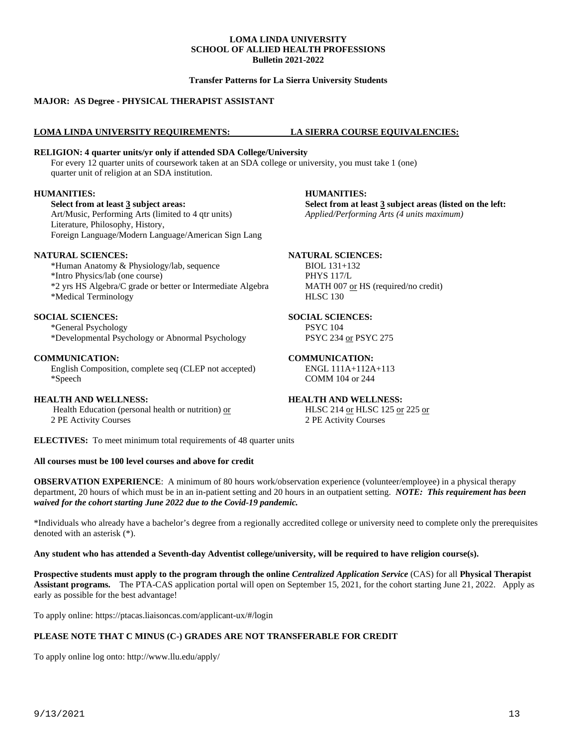**LOMA LINDA UNIVERSITY**
**SCHOOL OF ALLIED HEALTH PROFESSIONS**
**Bulletin 2021-2022**

**Transfer Patterns for La Sierra University Students**

**MAJOR: AS Degree - PHYSICAL THERAPIST ASSISTANT**

| LOMA LINDA UNIVERSITY REQUIREMENTS: | LA SIERRA COURSE EQUIVALENCIES: |
|---|---|
| **RELIGION: 4 quarter units/yr only if attended SDA College/University**<br>For every 12 quarter units of coursework taken at an SDA college or university, you must take 1 (one) quarter unit of religion at an SDA institution. | |
| **HUMANITIES:** | **HUMANITIES:** |
| **Select from at least 3 subject areas:**<br>Art/Music, Performing Arts (limited to 4 qtr units)<br>Literature, Philosophy, History,<br>Foreign Language/Modern Language/American Sign Lang | **Select from at least 3 subject areas (listed on the left:**<br>*Applied/Performing Arts (4 units maximum)* |
| **NATURAL SCIENCES:** | **NATURAL SCIENCES:** |
| *Human Anatomy & Physiology/lab, sequence | BIOL 131+132 |
| *Intro Physics/lab (one course) | PHYS 117/L |
| *2 yrs HS Algebra/C grade or better or Intermediate Algebra | MATH 007 or HS (required/no credit) |
| *Medical Terminology | HLSC 130 |
| **SOCIAL SCIENCES:** | **SOCIAL SCIENCES:** |
| *General Psychology | PSYC 104 |
| *Developmental Psychology or Abnormal Psychology | PSYC 234 or PSYC 275 |
| **COMMUNICATION:** | **COMMUNICATION:** |
| English Composition, complete seq (CLEP not accepted) | ENGL 111A+112A+113 |
| *Speech | COMM 104 or 244 |
| **HEALTH AND WELLNESS:** | **HEALTH AND WELLNESS:** |
| Health Education (personal health or nutrition) or<br>2 PE Activity Courses | HLSC 214 or HLSC 125 or 225 or<br>2 PE Activity Courses |

**ELECTIVES:** To meet minimum total requirements of 48 quarter units

**All courses must be 100 level courses and above for credit**

**OBSERVATION EXPERIENCE**: A minimum of 80 hours work/observation experience (volunteer/employee) in a physical therapy department, 20 hours of which must be in an in-patient setting and 20 hours in an outpatient setting. ***NOTE: This requirement has been waived for the cohort starting June 2022 due to the Covid-19 pandemic.***

*Individuals who already have a bachelor's degree from a regionally accredited college or university need to complete only the prerequisites denoted with an asterisk (*).

**Any student who has attended a Seventh-day Adventist college/university, will be required to have religion course(s).**

**Prospective students must apply to the program through the online *Centralized Application Service*** (CAS) for all **Physical Therapist Assistant programs.** The PTA-CAS application portal will open on September 15, 2021, for the cohort starting June 21, 2022. Apply as early as possible for the best advantage!

To apply online: https://ptacas.liaisoncas.com/applicant-ux/#/login

**PLEASE NOTE THAT C MINUS (C-) GRADES ARE NOT TRANSFERABLE FOR CREDIT**

To apply online log onto: http://www.llu.edu/apply/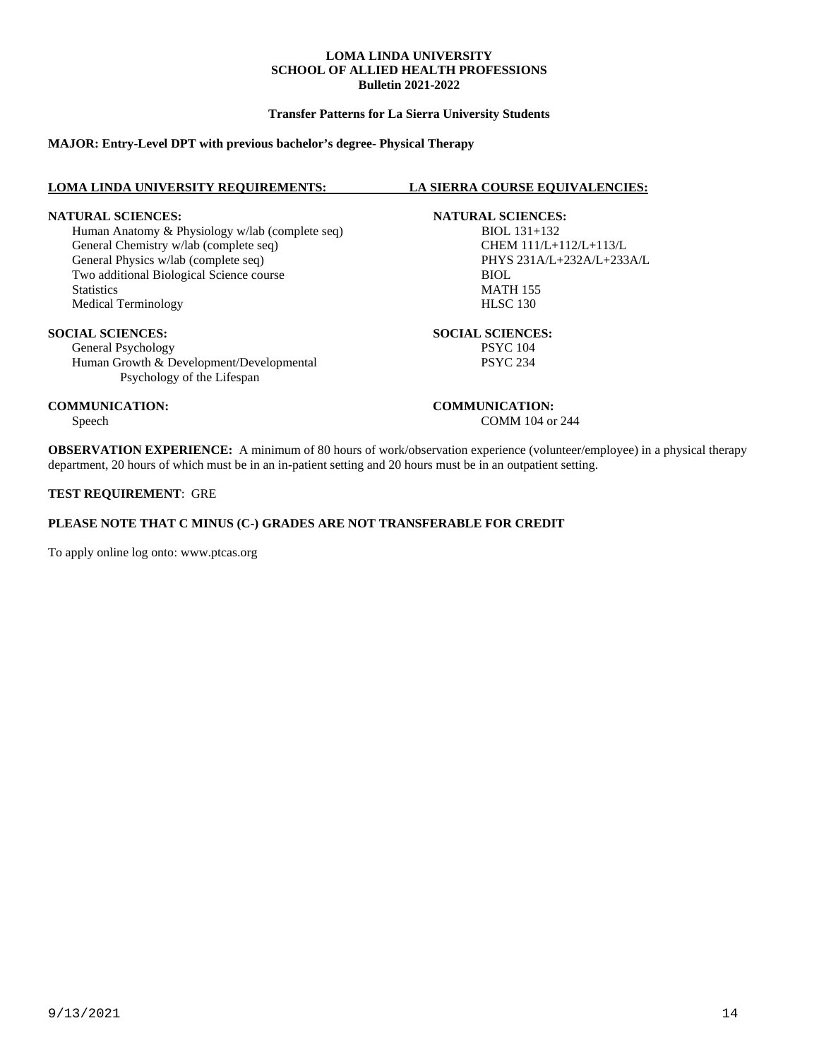**LOMA LINDA UNIVERSITY**
**SCHOOL OF ALLIED HEALTH PROFESSIONS**
**Bulletin 2021-2022**

**Transfer Patterns for La Sierra University Students**

**MAJOR: Entry-Level DPT with previous bachelor's degree- Physical Therapy**

| LOMA LINDA UNIVERSITY REQUIREMENTS: | LA SIERRA COURSE EQUIVALENCIES: |
|---|---|
| **NATURAL SCIENCES:** | **NATURAL SCIENCES:** |
| Human Anatomy & Physiology w/lab (complete seq) | BIOL 131+132 |
| General Chemistry w/lab (complete seq) | CHEM 111/L+112/L+113/L |
| General Physics w/lab (complete seq) | PHYS 231A/L+232A/L+233A/L |
| Two additional Biological Science course | BIOL |
| Statistics | MATH 155 |
| Medical Terminology | HLSC 130 |
| **SOCIAL SCIENCES:** | **SOCIAL SCIENCES:** |
| General Psychology | PSYC 104 |
| Human Growth & Development/Developmental Psychology of the Lifespan | PSYC 234 |
| **COMMUNICATION:** | **COMMUNICATION:** |
| Speech | COMM 104 or 244 |

**OBSERVATION EXPERIENCE:** A minimum of 80 hours of work/observation experience (volunteer/employee) in a physical therapy department, 20 hours of which must be in an in-patient setting and 20 hours must be in an outpatient setting.

**TEST REQUIREMENT**: GRE

**PLEASE NOTE THAT C MINUS (C-) GRADES ARE NOT TRANSFERABLE FOR CREDIT**

To apply online log onto: www.ptcas.org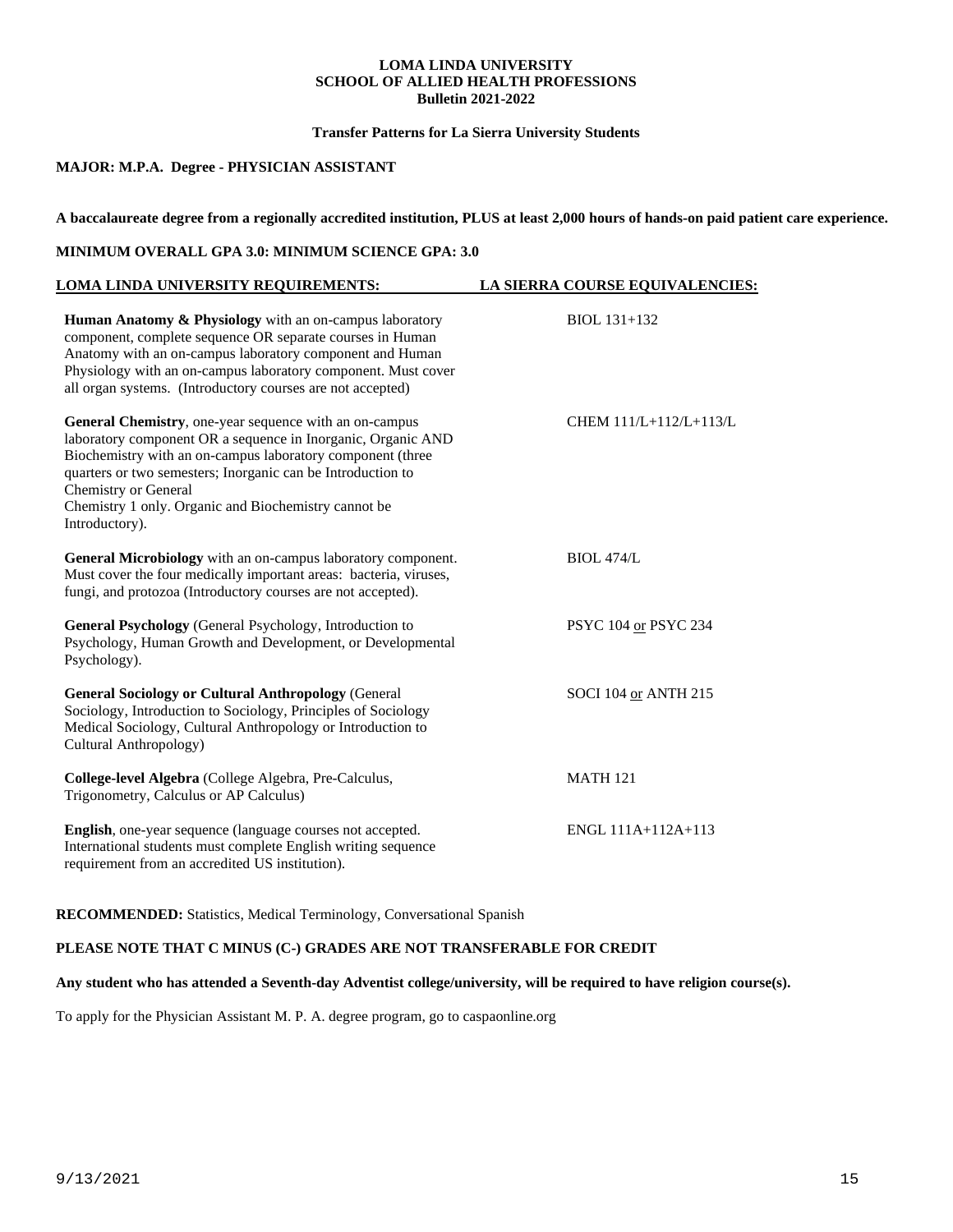**LOMA LINDA UNIVERSITY**
**SCHOOL OF ALLIED HEALTH PROFESSIONS**
**Bulletin 2021-2022**

**Transfer Patterns for La Sierra University Students**

**MAJOR: M.P.A. Degree - PHYSICIAN ASSISTANT**

**A baccalaureate degree from a regionally accredited institution, PLUS at least 2,000 hours of hands-on paid patient care experience.**

**MINIMUM OVERALL GPA 3.0: MINIMUM SCIENCE GPA: 3.0**

| LOMA LINDA UNIVERSITY REQUIREMENTS: | LA SIERRA COURSE EQUIVALENCIES: |
|---|---|
| **Human Anatomy & Physiology** with an on-campus laboratory component, complete sequence OR separate courses in Human Anatomy with an on-campus laboratory component and Human Physiology with an on-campus laboratory component. Must cover all organ systems. (Introductory courses are not accepted) | BIOL 131+132 |
| **General Chemistry**, one-year sequence with an on-campus laboratory component OR a sequence in Inorganic, Organic AND Biochemistry with an on-campus laboratory component (three quarters or two semesters; Inorganic can be Introduction to Chemistry or General Chemistry 1 only. Organic and Biochemistry cannot be Introductory). | CHEM 111/L+112/L+113/L |
| **General Microbiology** with an on-campus laboratory component. Must cover the four medically important areas: bacteria, viruses, fungi, and protozoa (Introductory courses are not accepted). | BIOL 474/L |
| **General Psychology** (General Psychology, Introduction to Psychology, Human Growth and Development, or Developmental Psychology). | PSYC 104 or PSYC 234 |
| **General Sociology or Cultural Anthropology** (General Sociology, Introduction to Sociology, Principles of Sociology Medical Sociology, Cultural Anthropology or Introduction to Cultural Anthropology) | SOCI 104 or ANTH 215 |
| **College-level Algebra** (College Algebra, Pre-Calculus, Trigonometry, Calculus or AP Calculus) | MATH 121 |
| **English**, one-year sequence (language courses not accepted. International students must complete English writing sequence requirement from an accredited US institution). | ENGL 111A+112A+113 |

**RECOMMENDED:** Statistics, Medical Terminology, Conversational Spanish

**PLEASE NOTE THAT C MINUS (C-) GRADES ARE NOT TRANSFERABLE FOR CREDIT**

**Any student who has attended a Seventh-day Adventist college/university, will be required to have religion course(s).**

To apply for the Physician Assistant M. P. A. degree program, go to caspaonline.org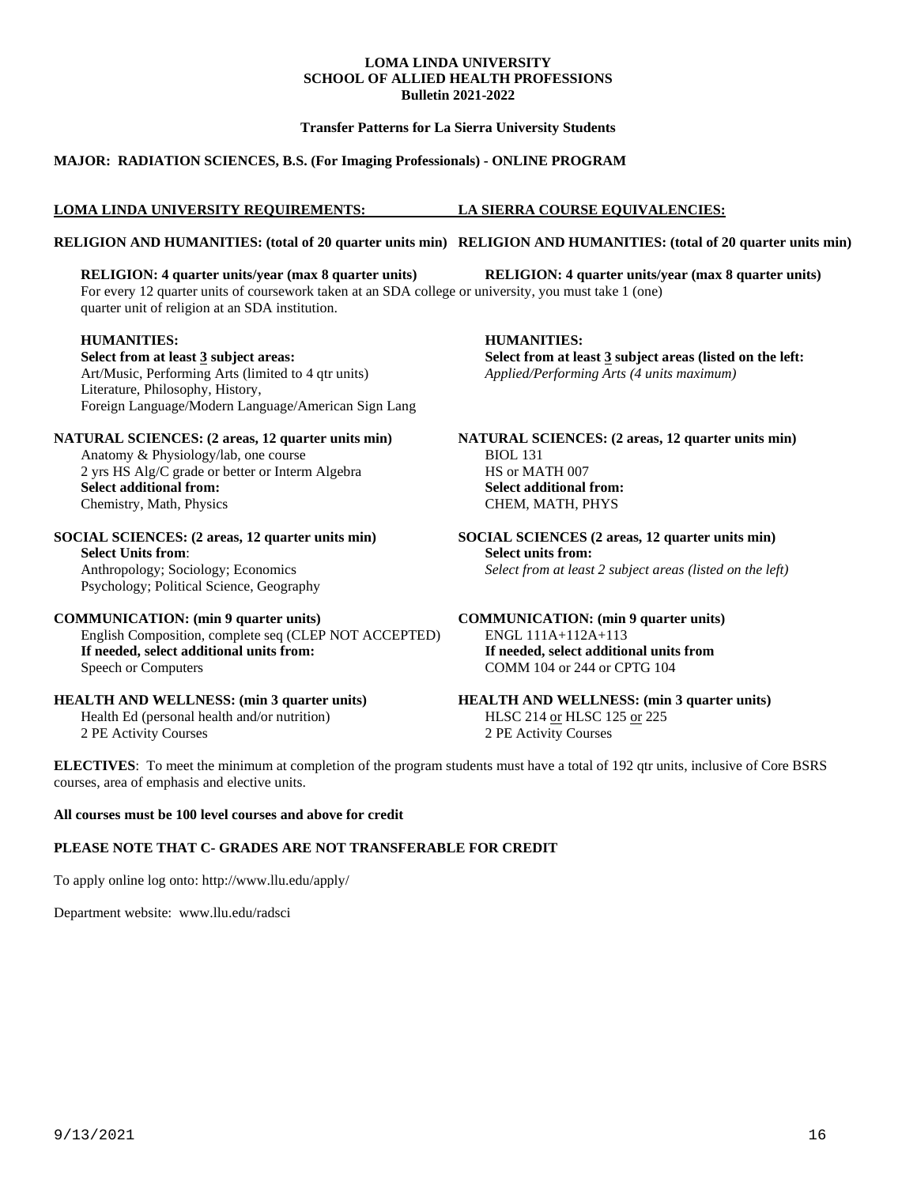**LOMA LINDA UNIVERSITY**
**SCHOOL OF ALLIED HEALTH PROFESSIONS**
**Bulletin 2021-2022**

**Transfer Patterns for La Sierra University Students**

**MAJOR: RADIATION SCIENCES, B.S. (For Imaging Professionals) - ONLINE PROGRAM**

| LOMA LINDA UNIVERSITY REQUIREMENTS: | LA SIERRA COURSE EQUIVALENCIES: |
|---|---|
| **RELIGION AND HUMANITIES: (total of 20 quarter units min)** | **RELIGION AND HUMANITIES: (total of 20 quarter units min)** |
| **RELIGION: 4 quarter units/year (max 8 quarter units)** | **RELIGION: 4 quarter units/year (max 8 quarter units)** |
| For every 12 quarter units of coursework taken at an SDA college or university, you must take 1 (one) quarter unit of religion at an SDA institution. | |
| **HUMANITIES:** | **HUMANITIES:** |
| **Select from at least 3 subject areas:** | **Select from at least 3 subject areas (listed on the left:** |
| Art/Music, Performing Arts (limited to 4 qtr units) | *Applied/Performing Arts (4 units maximum)* |
| Literature, Philosophy, History, | |
| Foreign Language/Modern Language/American Sign Lang | |
| **NATURAL SCIENCES: (2 areas, 12 quarter units min)** | **NATURAL SCIENCES: (2 areas, 12 quarter units min)** |
| Anatomy & Physiology/lab, one course | BIOL 131 |
| 2 yrs HS Alg/C grade or better or Interm Algebra | HS or MATH 007 |
| **Select additional from:** | **Select additional from:** |
| Chemistry, Math, Physics | CHEM, MATH, PHYS |
| **SOCIAL SCIENCES: (2 areas, 12 quarter units min)** | **SOCIAL SCIENCES (2 areas, 12 quarter units min)** |
| **Select Units from**: | **Select units from:** |
| Anthropology; Sociology; Economics | *Select from at least 2 subject areas (listed on the left)* |
| Psychology; Political Science, Geography | |
| **COMMUNICATION: (min 9 quarter units)** | **COMMUNICATION: (min 9 quarter units)** |
| English Composition, complete seq (CLEP NOT ACCEPTED) | ENGL 111A+112A+113 |
| **If needed, select additional units from:** | **If needed, select additional units from** |
| Speech or Computers | COMM 104 or 244 or CPTG 104 |
| **HEALTH AND WELLNESS: (min 3 quarter units)** | **HEALTH AND WELLNESS: (min 3 quarter units)** |
| Health Ed (personal health and/or nutrition) | HLSC 214 or HLSC 125 or 225 |
| 2 PE Activity Courses | 2 PE Activity Courses |

**ELECTIVES**: To meet the minimum at completion of the program students must have a total of 192 qtr units, inclusive of Core BSRS courses, area of emphasis and elective units.

**All courses must be 100 level courses and above for credit**

**PLEASE NOTE THAT C- GRADES ARE NOT TRANSFERABLE FOR CREDIT**

To apply online log onto: http://www.llu.edu/apply/

Department website: www.llu.edu/radsci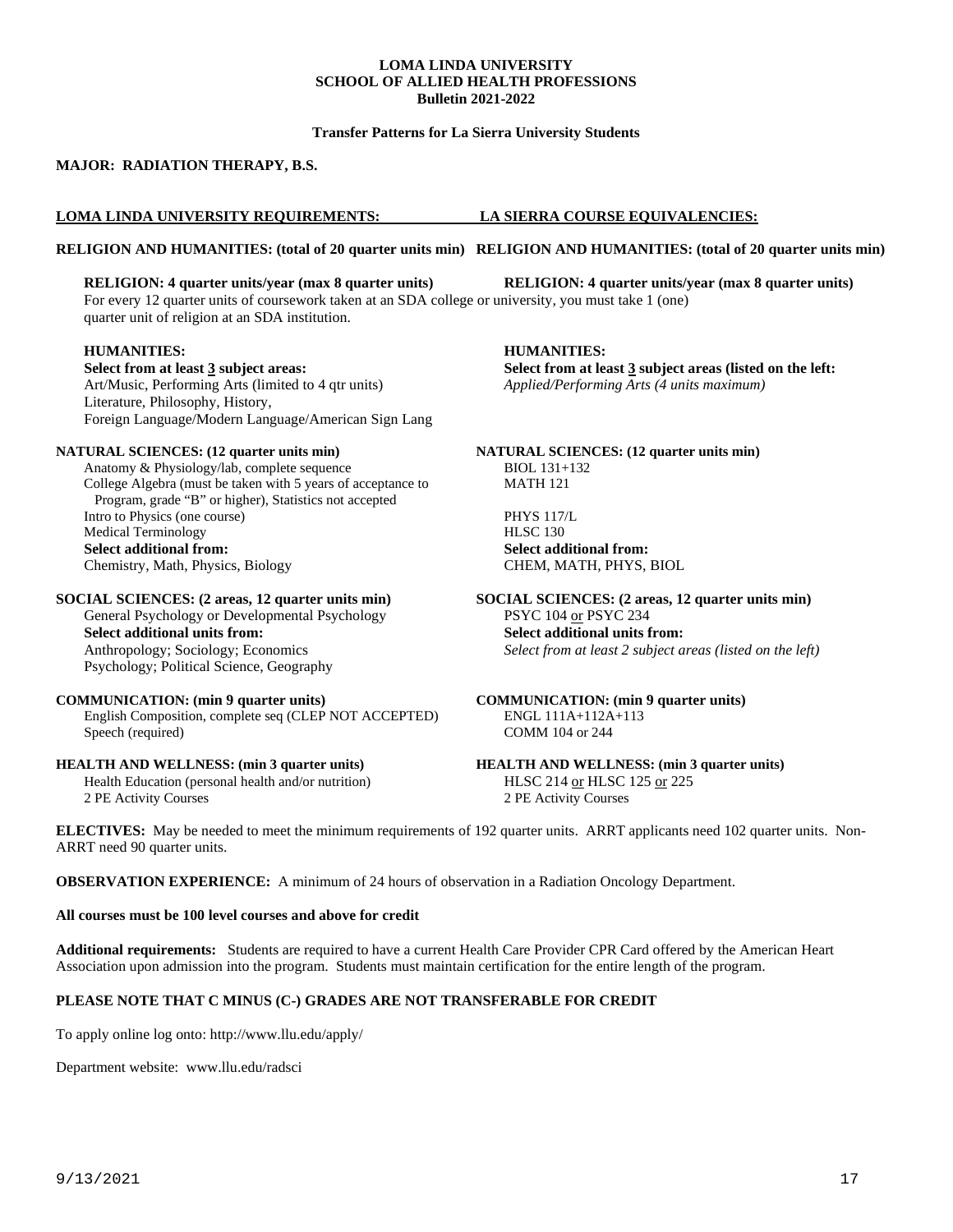**LOMA LINDA UNIVERSITY**
**SCHOOL OF ALLIED HEALTH PROFESSIONS**
**Bulletin 2021-2022**

**Transfer Patterns for La Sierra University Students**

**MAJOR: RADIATION THERAPY, B.S.**

| **LOMA LINDA UNIVERSITY REQUIREMENTS:** | **LA SIERRA COURSE EQUIVALENCIES:** |
|---|---|
| **RELIGION AND HUMANITIES: (total of 20 quarter units min)** | **RELIGION AND HUMANITIES: (total of 20 quarter units min)** |
| **RELIGION: 4 quarter units/year (max 8 quarter units)** | **RELIGION: 4 quarter units/year (max 8 quarter units)** |
| For every 12 quarter units of coursework taken at an SDA college or university, you must take 1 (one) quarter unit of religion at an SDA institution. | |
| **HUMANITIES:** | **HUMANITIES:** |
| **Select from at least 3 subject areas:** | **Select from at least 3 subject areas (listed on the left:** |
| Art/Music, Performing Arts (limited to 4 qtr units) | *Applied/Performing Arts (4 units maximum)* |
| Literature, Philosophy, History, | |
| Foreign Language/Modern Language/American Sign Lang | |
| **NATURAL SCIENCES: (12 quarter units min)** | **NATURAL SCIENCES: (12 quarter units min)** |
| Anatomy & Physiology/lab, complete sequence | BIOL 131+132 |
| College Algebra (must be taken with 5 years of acceptance to Program, grade "B" or higher), Statistics not accepted | MATH 121 |
| Intro to Physics (one course) | PHYS 117/L |
| Medical Terminology | HLSC 130 |
| **Select additional from:** | **Select additional from:** |
| Chemistry, Math, Physics, Biology | CHEM, MATH, PHYS, BIOL |
| **SOCIAL SCIENCES: (2 areas, 12 quarter units min)** | **SOCIAL SCIENCES: (2 areas, 12 quarter units min)** |
| General Psychology or Developmental Psychology | PSYC 104 or PSYC 234 |
| **Select additional units from:** | **Select additional units from:** |
| Anthropology; Sociology; Economics Psychology; Political Science, Geography | *Select from at least 2 subject areas (listed on the left)* |
| **COMMUNICATION: (min 9 quarter units)** | **COMMUNICATION: (min 9 quarter units)** |
| English Composition, complete seq (CLEP NOT ACCEPTED) | ENGL 111A+112A+113 |
| Speech (required) | COMM 104 or 244 |
| **HEALTH AND WELLNESS: (min 3 quarter units)** | **HEALTH AND WELLNESS: (min 3 quarter units)** |
| Health Education (personal health and/or nutrition) | HLSC 214 or HLSC 125 or 225 |
| 2 PE Activity Courses | 2 PE Activity Courses |

**ELECTIVES:** May be needed to meet the minimum requirements of 192 quarter units. ARRT applicants need 102 quarter units. Non-ARRT need 90 quarter units.

**OBSERVATION EXPERIENCE:** A minimum of 24 hours of observation in a Radiation Oncology Department.

**All courses must be 100 level courses and above for credit**

**Additional requirements:** Students are required to have a current Health Care Provider CPR Card offered by the American Heart Association upon admission into the program. Students must maintain certification for the entire length of the program.

**PLEASE NOTE THAT C MINUS (C-) GRADES ARE NOT TRANSFERABLE FOR CREDIT**

To apply online log onto: http://www.llu.edu/apply/

Department website: www.llu.edu/radsci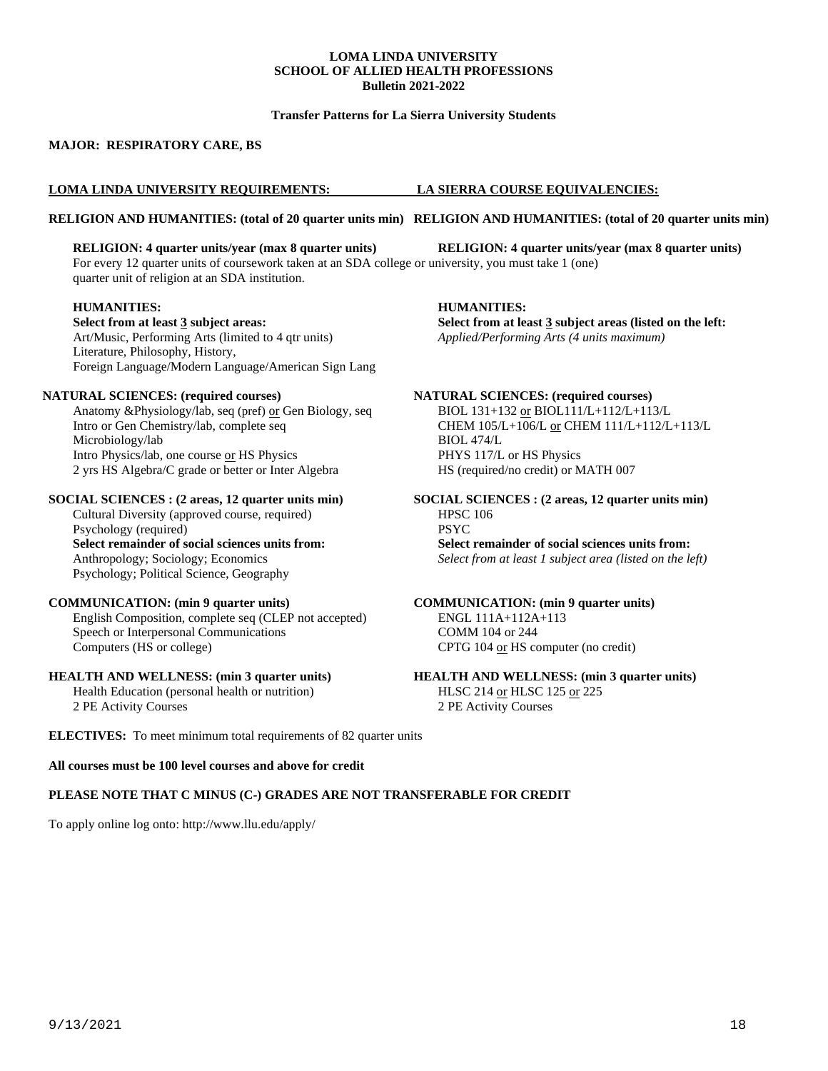**LOMA LINDA UNIVERSITY**
**SCHOOL OF ALLIED HEALTH PROFESSIONS**
**Bulletin 2021-2022**

**Transfer Patterns for La Sierra University Students**

**MAJOR: RESPIRATORY CARE, BS**

| LOMA LINDA UNIVERSITY REQUIREMENTS: | LA SIERRA COURSE EQUIVALENCIES: |
| --- | --- |
| **RELIGION AND HUMANITIES: (total of 20 quarter units min)** | **RELIGION AND HUMANITIES: (total of 20 quarter units min)** |
| **RELIGION: 4 quarter units/year (max 8 quarter units)** | **RELIGION: 4 quarter units/year (max 8 quarter units)** |

For every 12 quarter units of coursework taken at an SDA college or university, you must take 1 (one) quarter unit of religion at an SDA institution.

| LOMA LINDA UNIVERSITY REQUIREMENTS: | LA SIERRA COURSE EQUIVALENCIES: |
| --- | --- |
| **HUMANITIES:** | **HUMANITIES:** |
| **Select from at least 3 subject areas:** | **Select from at least 3 subject areas (listed on the left:** |
| Art/Music, Performing Arts (limited to 4 qtr units) | *Applied/Performing Arts (4 units maximum)* |
| Literature, Philosophy, History, | |
| Foreign Language/Modern Language/American Sign Lang | |
| **NATURAL SCIENCES: (required courses)** | **NATURAL SCIENCES: (required courses)** |
| Anatomy &Physiology/lab, seq (pref) or Gen Biology, seq | BIOL 131+132 or BIOL111/L+112/L+113/L |
| Intro or Gen Chemistry/lab, complete seq | CHEM 105/L+106/L or CHEM 111/L+112/L+113/L |
| Microbiology/lab | BIOL 474/L |
| Intro Physics/lab, one course or HS Physics | PHYS 117/L or HS Physics |
| 2 yrs HS Algebra/C grade or better or Inter Algebra | HS (required/no credit) or MATH 007 |
| **SOCIAL SCIENCES : (2 areas, 12 quarter units min)** | **SOCIAL SCIENCES : (2 areas, 12 quarter units min)** |
| Cultural Diversity (approved course, required) | HPSC 106 |
| Psychology (required) | PSYC |
| **Select remainder of social sciences units from:** | **Select remainder of social sciences units from:** |
| Anthropology; Sociology; Economics | *Select from at least 1 subject area (listed on the left)* |
| Psychology; Political Science, Geography | |
| **COMMUNICATION: (min 9 quarter units)** | **COMMUNICATION: (min 9 quarter units)** |
| English Composition, complete seq (CLEP not accepted) | ENGL 111A+112A+113 |
| Speech or Interpersonal Communications | COMM 104 or 244 |
| Computers (HS or college) | CPTG 104 or HS computer (no credit) |
| **HEALTH AND WELLNESS: (min 3 quarter units)** | **HEALTH AND WELLNESS: (min 3 quarter units)** |
| Health Education (personal health or nutrition) | HLSC 214 or HLSC 125 or 225 |
| 2 PE Activity Courses | 2 PE Activity Courses |

**ELECTIVES:** To meet minimum total requirements of 82 quarter units

**All courses must be 100 level courses and above for credit**

**PLEASE NOTE THAT C MINUS (C-) GRADES ARE NOT TRANSFERABLE FOR CREDIT**

To apply online log onto: http://www.llu.edu/apply/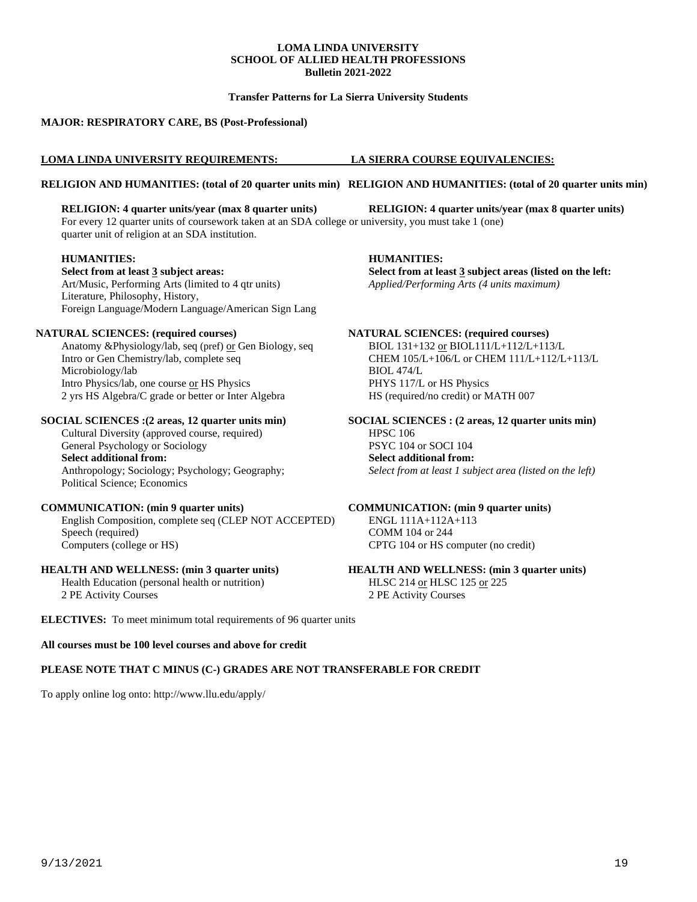**LOMA LINDA UNIVERSITY**
**SCHOOL OF ALLIED HEALTH PROFESSIONS**
**Bulletin 2021-2022**

**Transfer Patterns for La Sierra University Students**

**MAJOR: RESPIRATORY CARE, BS (Post-Professional)**

| LOMA LINDA UNIVERSITY REQUIREMENTS: | LA SIERRA COURSE EQUIVALENCIES: |
|---|---|
| **RELIGION AND HUMANITIES: (total of 20 quarter units min)** | **RELIGION AND HUMANITIES: (total of 20 quarter units min)** |
| **RELIGION: 4 quarter units/year (max 8 quarter units)** | **RELIGION: 4 quarter units/year (max 8 quarter units)** |

For every 12 quarter units of coursework taken at an SDA college or university, you must take 1 (one) quarter unit of religion at an SDA institution.

| | |
|---|---|
| **HUMANITIES:** | **HUMANITIES:** |
| **Select from at least 3 subject areas:** | **Select from at least 3 subject areas (listed on the left:** |
| Art/Music, Performing Arts (limited to 4 qtr units) | *Applied/Performing Arts (4 units maximum)* |
| Literature, Philosophy, History, | |
| Foreign Language/Modern Language/American Sign Lang | |
| **NATURAL SCIENCES: (required courses)** | **NATURAL SCIENCES: (required courses)** |
| Anatomy &Physiology/lab, seq (pref) or Gen Biology, seq | BIOL 131+132 or BIOL111/L+112/L+113/L |
| Intro or Gen Chemistry/lab, complete seq | CHEM 105/L+106/L or CHEM 111/L+112/L+113/L |
| Microbiology/lab | BIOL 474/L |
| Intro Physics/lab, one course or HS Physics | PHYS 117/L or HS Physics |
| 2 yrs HS Algebra/C grade or better or Inter Algebra | HS (required/no credit) or MATH 007 |
| **SOCIAL SCIENCES :(2 areas, 12 quarter units min)** | **SOCIAL SCIENCES : (2 areas, 12 quarter units min)** |
| Cultural Diversity (approved course, required) | HPSC 106 |
| General Psychology or Sociology | PSYC 104 or SOCI 104 |
| **Select additional from:** | **Select additional from:** |
| Anthropology; Sociology; Psychology; Geography; Political Science; Economics | *Select from at least 1 subject area (listed on the left)* |
| **COMMUNICATION: (min 9 quarter units)** | **COMMUNICATION: (min 9 quarter units)** |
| English Composition, complete seq (CLEP NOT ACCEPTED) | ENGL 111A+112A+113 |
| Speech (required) | COMM 104 or 244 |
| Computers (college or HS) | CPTG 104 or HS computer (no credit) |
| **HEALTH AND WELLNESS: (min 3 quarter units)** | **HEALTH AND WELLNESS: (min 3 quarter units)** |
| Health Education (personal health or nutrition) | HLSC 214 or HLSC 125 or 225 |
| 2 PE Activity Courses | 2 PE Activity Courses |

**ELECTIVES:** To meet minimum total requirements of 96 quarter units

**All courses must be 100 level courses and above for credit**

**PLEASE NOTE THAT C MINUS (C-) GRADES ARE NOT TRANSFERABLE FOR CREDIT**

To apply online log onto: http://www.llu.edu/apply/